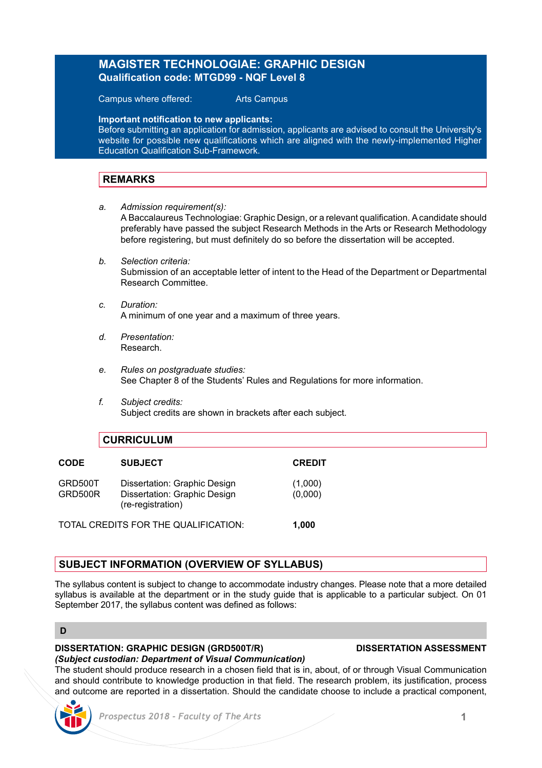# MAGISTER TECHNOLOGIAE: GRAPHIC DESIGN

**Qualification code: MTGD99 - NQF Level 8**

Campus where offered: Arts Campus

**Important notification to new applicants:**
Before submitting an application for admission, applicants are advised to consult the University's website for possible new qualifications which are aligned with the newly-implemented Higher Education Qualification Sub-Framework.

## REMARKS

a. *Admission requirement(s):*
A Baccalaureus Technologiae: Graphic Design, or a relevant qualification. A candidate should preferably have passed the subject Research Methods in the Arts or Research Methodology before registering, but must definitely do so before the dissertation will be accepted.

b. *Selection criteria:*
Submission of an acceptable letter of intent to the Head of the Department or Departmental Research Committee.

c. *Duration:*
A minimum of one year and a maximum of three years.

d. *Presentation:*
Research.

e. *Rules on postgraduate studies:*
See Chapter 8 of the Students' Rules and Regulations for more information.

f. *Subject credits:*
Subject credits are shown in brackets after each subject.

## CURRICULUM

| CODE | SUBJECT | CREDIT |
|---|---|---|
| GRD500T | Dissertation: Graphic Design | (1,000) |
| GRD500R | Dissertation: Graphic Design (re-registration) | (0,000) |
| TOTAL CREDITS FOR THE QUALIFICATION: | | **1,000** |

## SUBJECT INFORMATION (OVERVIEW OF SYLLABUS)

The syllabus content is subject to change to accommodate industry changes. Please note that a more detailed syllabus is available at the department or in the study guide that is applicable to a particular subject. On 01 September 2017, the syllabus content was defined as follows:

### D

**DISSERTATION: GRAPHIC DESIGN (GRD500T/R)** **DISSERTATION ASSESSMENT**
***(Subject custodian: Department of Visual Communication)***
The student should produce research in a chosen field that is in, about, of or through Visual Communication and should contribute to knowledge production in that field. The research problem, its justification, process and outcome are reported in a dissertation. Should the candidate choose to include a practical component,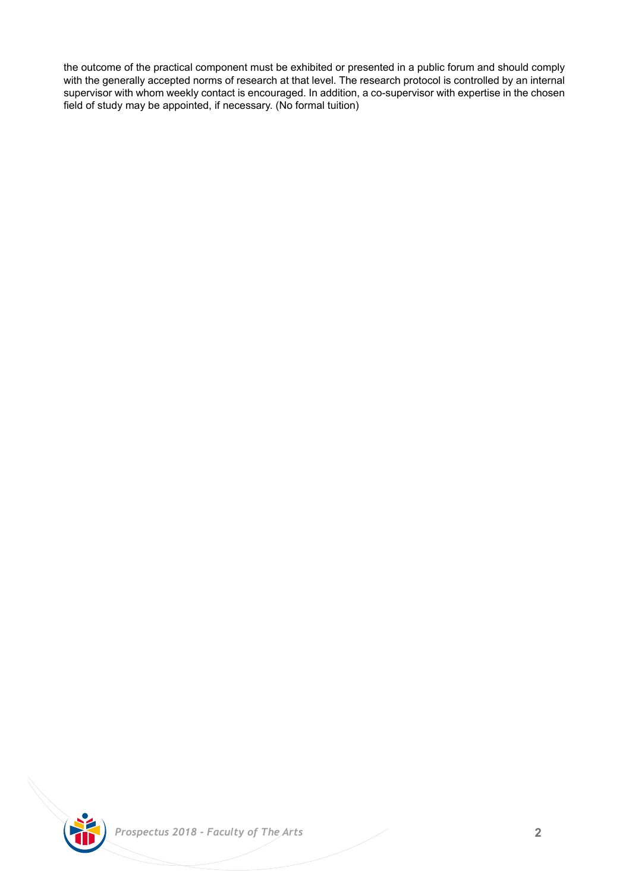the outcome of the practical component must be exhibited or presented in a public forum and should comply with the generally accepted norms of research at that level. The research protocol is controlled by an internal supervisor with whom weekly contact is encouraged. In addition, a co-supervisor with expertise in the chosen field of study may be appointed, if necessary. (No formal tuition)